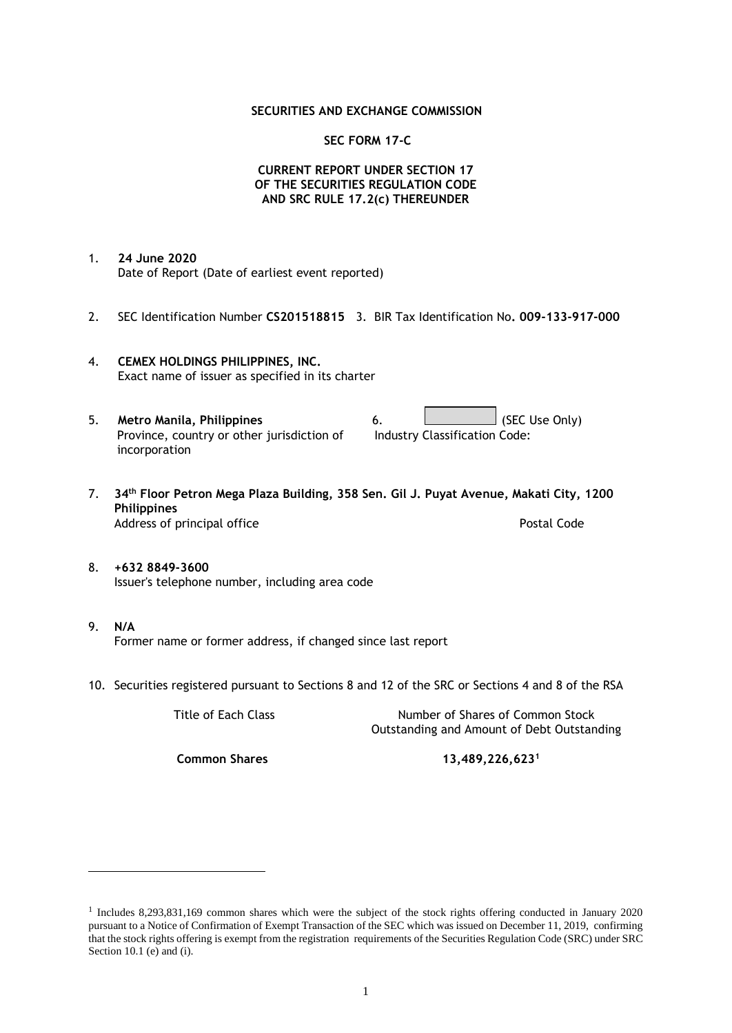**SECURITIES AND EXCHANGE COMMISSION**

**SEC FORM 17-C**

**CURRENT REPORT UNDER SECTION 17**
**OF THE SECURITIES REGULATION CODE**
**AND SRC RULE 17.2(c) THEREUNDER**

1. **24 June 2020**
   Date of Report (Date of earliest event reported)

2. SEC Identification Number **CS201518815** 3. BIR Tax Identification No**. 009-133-917-000**

4. **CEMEX HOLDINGS PHILIPPINES, INC.**
   Exact name of issuer as specified in its charter

5. **Metro Manila, Philippines**
   Province, country or other jurisdiction of incorporation

6. (SEC Use Only)
   Industry Classification Code:

7. **34th Floor Petron Mega Plaza Building, 358 Sen. Gil J. Puyat Avenue, Makati City, 1200 Philippines**
   Address of principal office Postal Code

8. **+632 8849-3600**
   Issuer's telephone number, including area code

9. **N/A**
   Former name or former address, if changed since last report

10. Securities registered pursuant to Sections 8 and 12 of the SRC or Sections 4 and 8 of the RSA

| Title of Each Class | Number of Shares of Common Stock Outstanding and Amount of Debt Outstanding |
|---|---|
| **Common Shares** | **13,489,226,623**[1] |

[1] Includes 8,293,831,169 common shares which were the subject of the stock rights offering conducted in January 2020 pursuant to a Notice of Confirmation of Exempt Transaction of the SEC which was issued on December 11, 2019, confirming that the stock rights offering is exempt from the registration requirements of the Securities Regulation Code (SRC) under SRC Section 10.1 (e) and (i).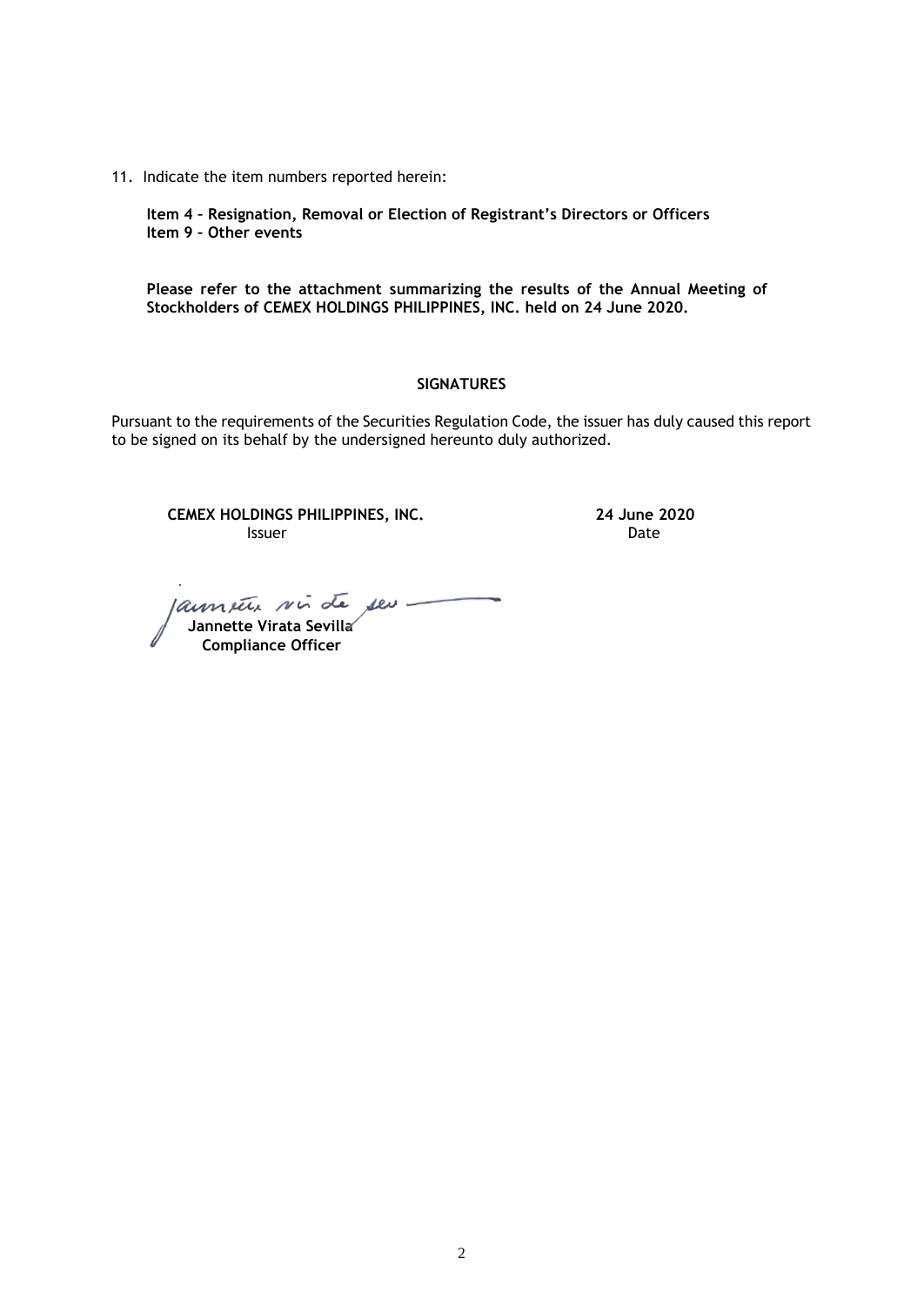11. Indicate the item numbers reported herein:

**Item 4 – Resignation, Removal or Election of Registrant's Directors or Officers**
**Item 9 – Other events**

**Please refer to the attachment summarizing the results of the Annual Meeting of Stockholders of CEMEX HOLDINGS PHILIPPINES, INC. held on 24 June 2020.**

**SIGNATURES**

Pursuant to the requirements of the Securities Regulation Code, the issuer has duly caused this report to be signed on its behalf by the undersigned hereunto duly authorized.

| **CEMEX HOLDINGS PHILIPPINES, INC.** | **24 June 2020** |
|---|---|
| Issuer | Date |

**Jannette Virata Sevilla**
**Compliance Officer**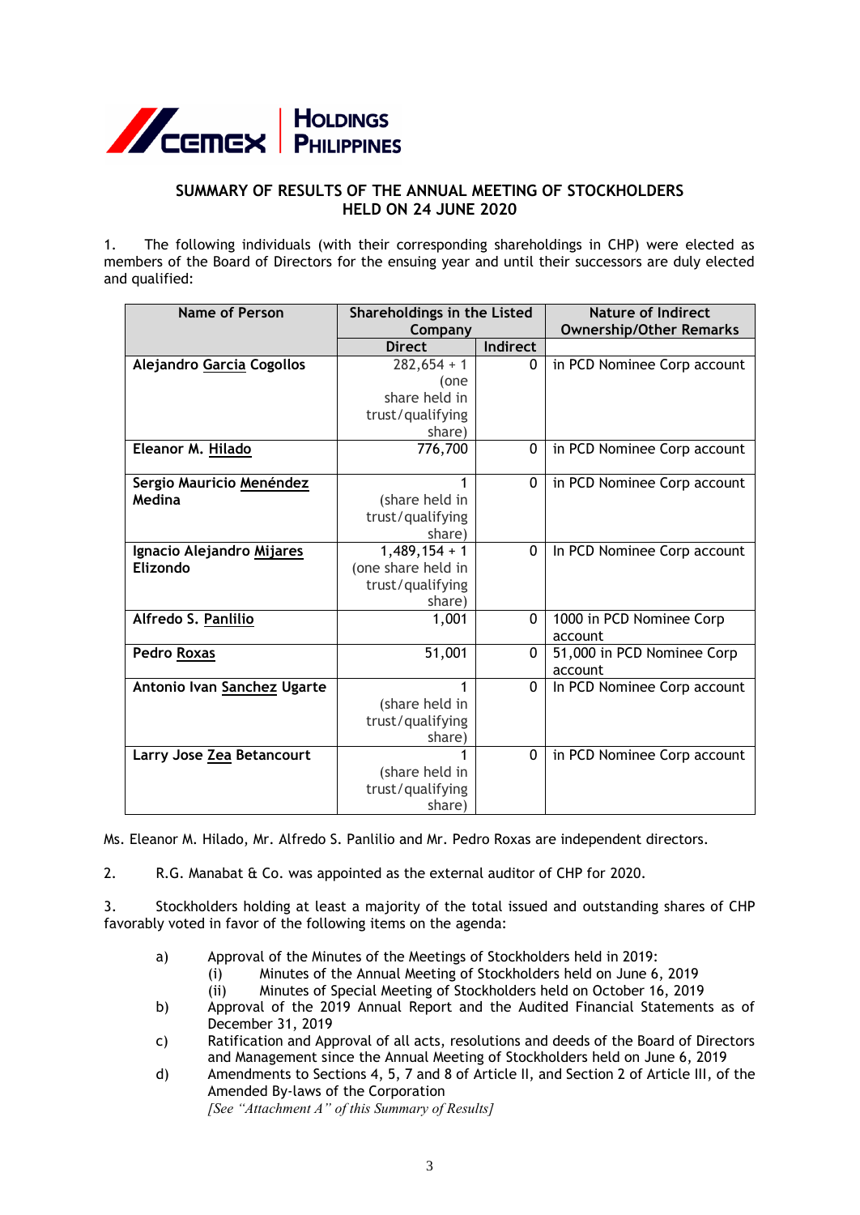## SUMMARY OF RESULTS OF THE ANNUAL MEETING OF STOCKHOLDERS HELD ON 24 JUNE 2020

1. The following individuals (with their corresponding shareholdings in CHP) were elected as members of the Board of Directors for the ensuing year and until their successors are duly elected and qualified:

| Name of Person | Shareholdings in the Listed Company | | Nature of Indirect Ownership/Other Remarks |
|---|---|---|---|
| | Direct | Indirect | |
| **Alejandro Garcia Cogollos** | 282,654 + 1 (one share held in trust/qualifying share) | 0 | in PCD Nominee Corp account |
| **Eleanor M. Hilado** | 776,700 | 0 | in PCD Nominee Corp account |
| **Sergio Mauricio Menéndez Medina** | 1 (share held in trust/qualifying share) | 0 | in PCD Nominee Corp account |
| **Ignacio Alejandro Mijares Elizondo** | 1,489,154 + 1 (one share held in trust/qualifying share) | 0 | In PCD Nominee Corp account |
| **Alfredo S. Panlilio** | 1,001 | 0 | 1000 in PCD Nominee Corp account |
| **Pedro Roxas** | 51,001 | 0 | 51,000 in PCD Nominee Corp account |
| **Antonio Ivan Sanchez Ugarte** | 1 (share held in trust/qualifying share) | 0 | In PCD Nominee Corp account |
| **Larry Jose Zea Betancourt** | 1 (share held in trust/qualifying share) | 0 | in PCD Nominee Corp account |

Ms. Eleanor M. Hilado, Mr. Alfredo S. Panlilio and Mr. Pedro Roxas are independent directors.

2. R.G. Manabat & Co. was appointed as the external auditor of CHP for 2020.

3. Stockholders holding at least a majority of the total issued and outstanding shares of CHP favorably voted in favor of the following items on the agenda:

a) Approval of the Minutes of the Meetings of Stockholders held in 2019:
   (i) Minutes of the Annual Meeting of Stockholders held on June 6, 2019
   (ii) Minutes of Special Meeting of Stockholders held on October 16, 2019

b) Approval of the 2019 Annual Report and the Audited Financial Statements as of December 31, 2019

c) Ratification and Approval of all acts, resolutions and deeds of the Board of Directors and Management since the Annual Meeting of Stockholders held on June 6, 2019

d) Amendments to Sections 4, 5, 7 and 8 of Article II, and Section 2 of Article III, of the Amended By-laws of the Corporation
   *[See "Attachment A" of this Summary of Results]*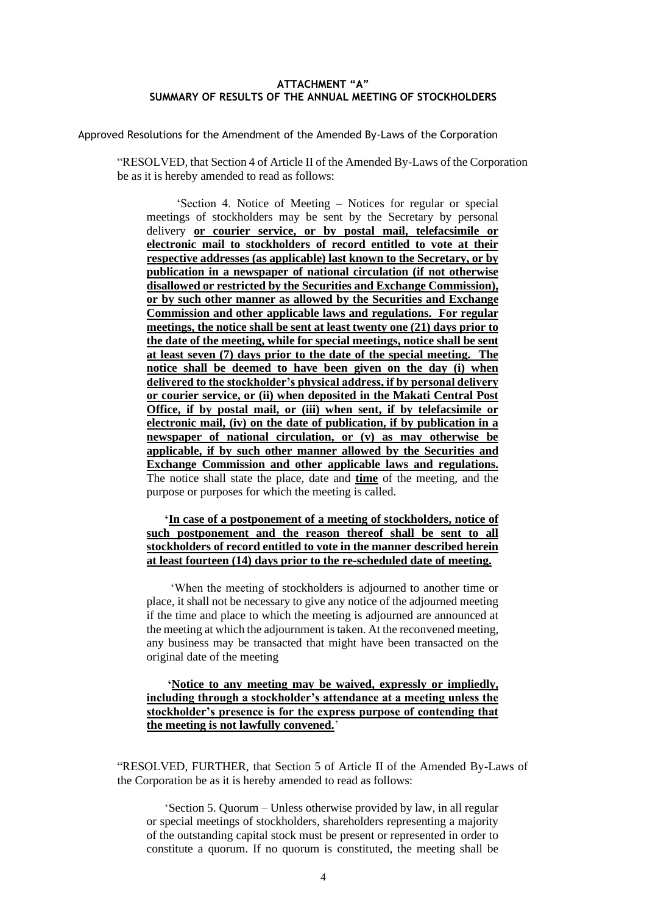**ATTACHMENT "A"**
**SUMMARY OF RESULTS OF THE ANNUAL MEETING OF STOCKHOLDERS**

Approved Resolutions for the Amendment of the Amended By-Laws of the Corporation

"RESOLVED, that Section 4 of Article II of the Amended By-Laws of the Corporation be as it is hereby amended to read as follows:

> 'Section 4. Notice of Meeting – Notices for regular or special meetings of stockholders may be sent by the Secretary by personal delivery **<u>or courier service, or by postal mail, telefacsimile or electronic mail to stockholders of record entitled to vote at their respective addresses (as applicable) last known to the Secretary, or by publication in a newspaper of national circulation (if not otherwise disallowed or restricted by the Securities and Exchange Commission), or by such other manner as allowed by the Securities and Exchange Commission and other applicable laws and regulations. For regular meetings, the notice shall be sent at least twenty one (21) days prior to the date of the meeting, while for special meetings, notice shall be sent at least seven (7) days prior to the date of the special meeting. The notice shall be deemed to have been given on the day (i) when delivered to the stockholder's physical address, if by personal delivery or courier service, or (ii) when deposited in the Makati Central Post Office, if by postal mail, or (iii) when sent, if by telefacsimile or electronic mail, (iv) on the date of publication, if by publication in a newspaper of national circulation, or (v) as may otherwise be applicable, if by such other manner allowed by the Securities and Exchange Commission and other applicable laws and regulations.</u>** The notice shall state the place, date and **<u>time</u>** of the meeting, and the purpose or purposes for which the meeting is called.
>
> **'<u>In case of a postponement of a meeting of stockholders, notice of such postponement and the reason thereof shall be sent to all stockholders of record entitled to vote in the manner described herein at least fourteen (14) days prior to the re-scheduled date of meeting.</u>**
>
> 'When the meeting of stockholders is adjourned to another time or place, it shall not be necessary to give any notice of the adjourned meeting if the time and place to which the meeting is adjourned are announced at the meeting at which the adjournment is taken. At the reconvened meeting, any business may be transacted that might have been transacted on the original date of the meeting
>
> **'<u>Notice to any meeting may be waived, expressly or impliedly, including through a stockholder's attendance at a meeting unless the stockholder's presence is for the express purpose of contending that the meeting is not lawfully convened.</u>**'

"RESOLVED, FURTHER, that Section 5 of Article II of the Amended By-Laws of the Corporation be as it is hereby amended to read as follows:

> 'Section 5. Quorum – Unless otherwise provided by law, in all regular or special meetings of stockholders, shareholders representing a majority of the outstanding capital stock must be present or represented in order to constitute a quorum. If no quorum is constituted, the meeting shall be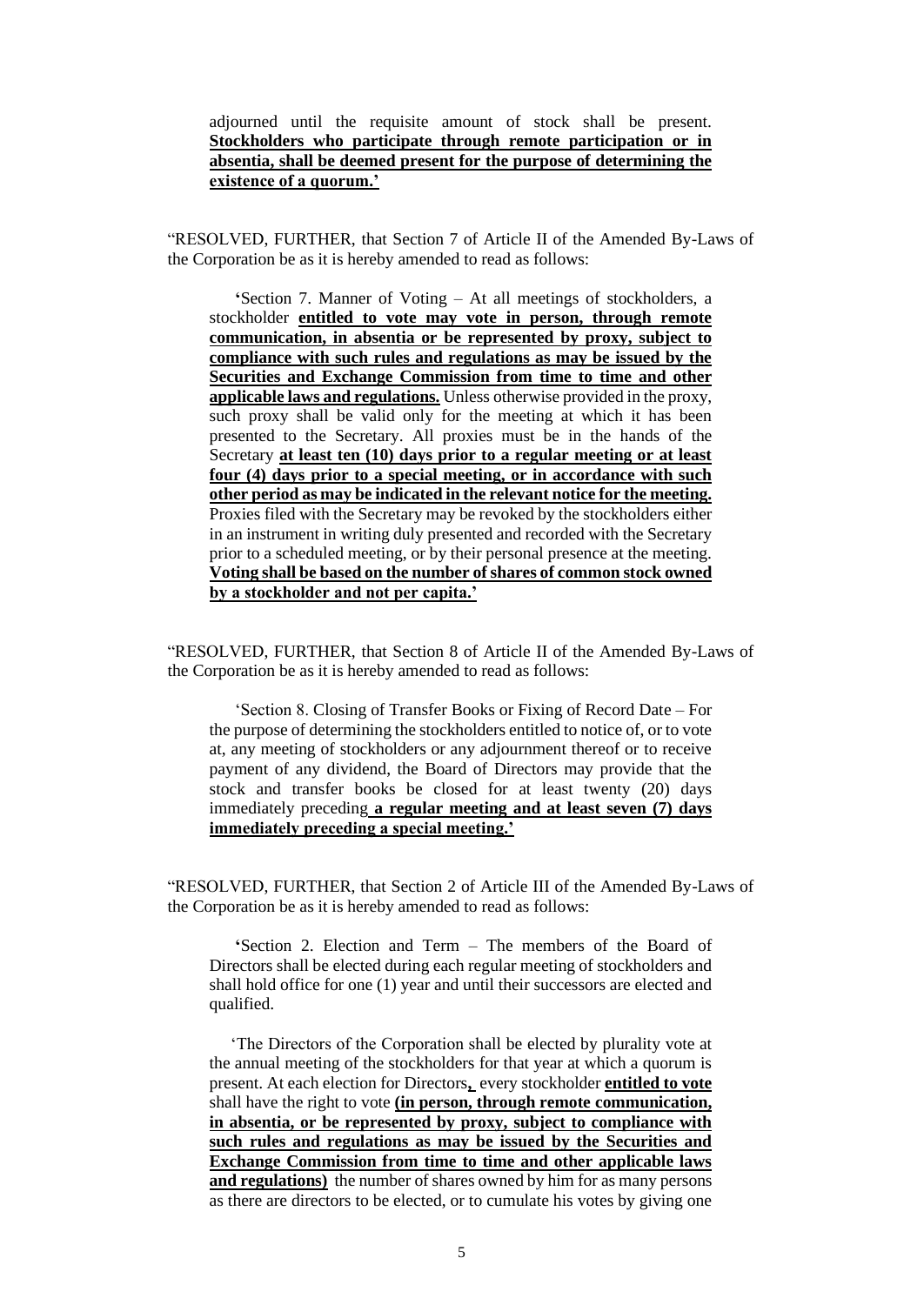adjourned until the requisite amount of stock shall be present. **Stockholders who participate through remote participation or in absentia, shall be deemed present for the purpose of determining the existence of a quorum.'**

"RESOLVED, FURTHER, that Section 7 of Article II of the Amended By-Laws of the Corporation be as it is hereby amended to read as follows:

> **'**Section 7. Manner of Voting – At all meetings of stockholders, a stockholder **entitled to vote may vote in person, through remote communication, in absentia or be represented by proxy, subject to compliance with such rules and regulations as may be issued by the Securities and Exchange Commission from time to time and other applicable laws and regulations.** Unless otherwise provided in the proxy, such proxy shall be valid only for the meeting at which it has been presented to the Secretary. All proxies must be in the hands of the Secretary **at least ten (10) days prior to a regular meeting or at least four (4) days prior to a special meeting, or in accordance with such other period as may be indicated in the relevant notice for the meeting.** Proxies filed with the Secretary may be revoked by the stockholders either in an instrument in writing duly presented and recorded with the Secretary prior to a scheduled meeting, or by their personal presence at the meeting. **Voting shall be based on the number of shares of common stock owned by a stockholder and not per capita.'**

"RESOLVED, FURTHER, that Section 8 of Article II of the Amended By-Laws of the Corporation be as it is hereby amended to read as follows:

> 'Section 8. Closing of Transfer Books or Fixing of Record Date – For the purpose of determining the stockholders entitled to notice of, or to vote at, any meeting of stockholders or any adjournment thereof or to receive payment of any dividend, the Board of Directors may provide that the stock and transfer books be closed for at least twenty (20) days immediately preceding **a regular meeting and at least seven (7) days immediately preceding a special meeting.'**

"RESOLVED, FURTHER, that Section 2 of Article III of the Amended By-Laws of the Corporation be as it is hereby amended to read as follows:

> **'**Section 2. Election and Term – The members of the Board of Directors shall be elected during each regular meeting of stockholders and shall hold office for one (1) year and until their successors are elected and qualified.
>
> 'The Directors of the Corporation shall be elected by plurality vote at the annual meeting of the stockholders for that year at which a quorum is present. At each election for Directors**,** every stockholder **entitled to vote** shall have the right to vote **(in person, through remote communication, in absentia, or be represented by proxy, subject to compliance with such rules and regulations as may be issued by the Securities and Exchange Commission from time to time and other applicable laws and regulations)** the number of shares owned by him for as many persons as there are directors to be elected, or to cumulate his votes by giving one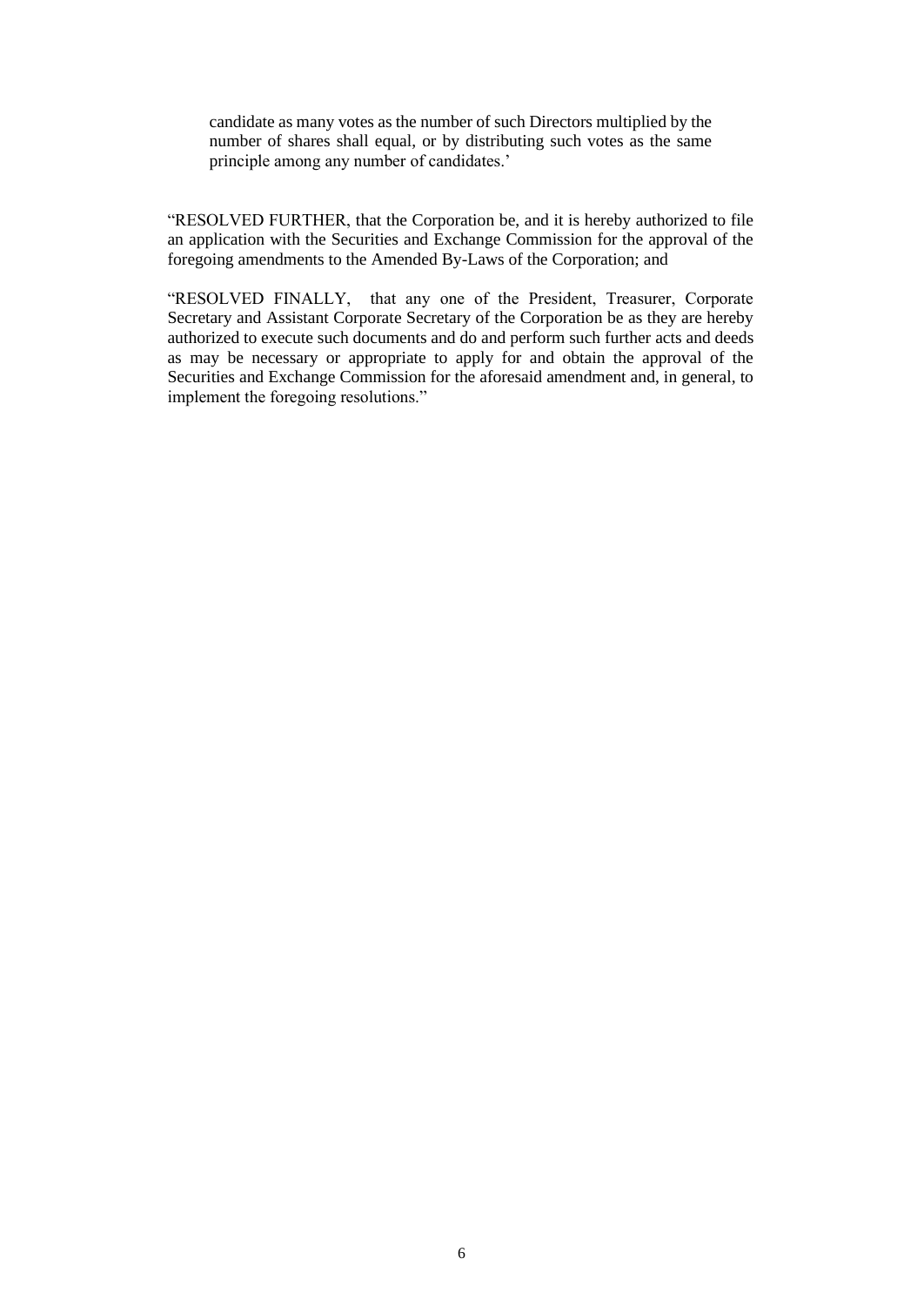candidate as many votes as the number of such Directors multiplied by the number of shares shall equal, or by distributing such votes as the same principle among any number of candidates.'

"RESOLVED FURTHER, that the Corporation be, and it is hereby authorized to file an application with the Securities and Exchange Commission for the approval of the foregoing amendments to the Amended By-Laws of the Corporation; and

"RESOLVED FINALLY, that any one of the President, Treasurer, Corporate Secretary and Assistant Corporate Secretary of the Corporation be as they are hereby authorized to execute such documents and do and perform such further acts and deeds as may be necessary or appropriate to apply for and obtain the approval of the Securities and Exchange Commission for the aforesaid amendment and, in general, to implement the foregoing resolutions."